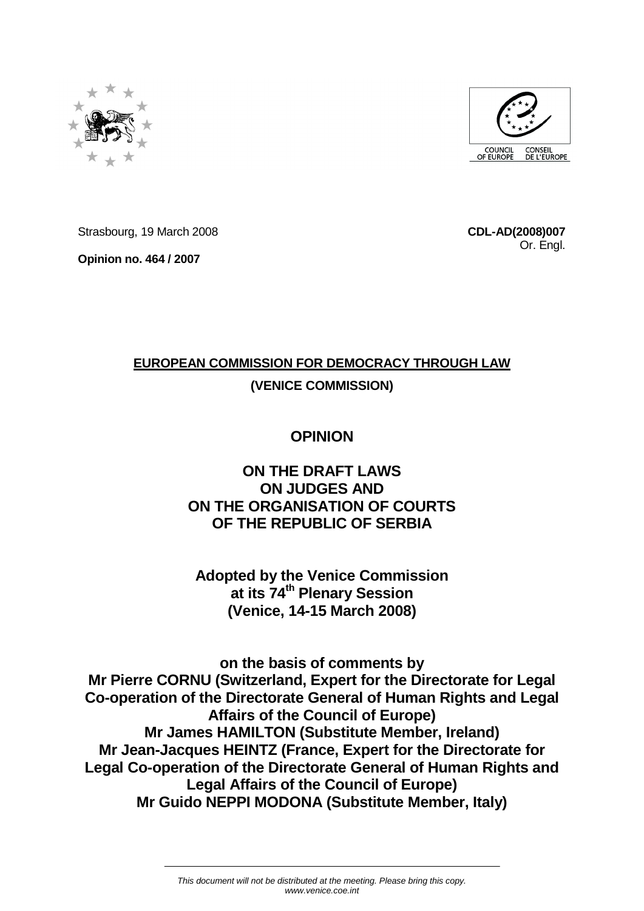Strasbourg, 19 March 2008

**CDL-AD(2008)007**

Or. Engl.

**Opinion no. 464 / 2007**

**EUROPEAN COMMISSION FOR DEMOCRACY THROUGH LAW**

**(VENICE COMMISSION)**

# OPINION

# ON THE DRAFT LAWS ON JUDGES AND ON THE ORGANISATION OF COURTS OF THE REPUBLIC OF SERBIA

**Adopted by the Venice Commission at its 74th Plenary Session (Venice, 14-15 March 2008)**

**on the basis of comments by**
**Mr Pierre CORNU (Switzerland, Expert for the Directorate for Legal Co-operation of the Directorate General of Human Rights and Legal Affairs of the Council of Europe)**
**Mr James HAMILTON (Substitute Member, Ireland)**
**Mr Jean-Jacques HEINTZ (France, Expert for the Directorate for Legal Co-operation of the Directorate General of Human Rights and Legal Affairs of the Council of Europe)**
**Mr Guido NEPPI MODONA (Substitute Member, Italy)**

*This document will not be distributed at the meeting. Please bring this copy.*
*www.venice.coe.int*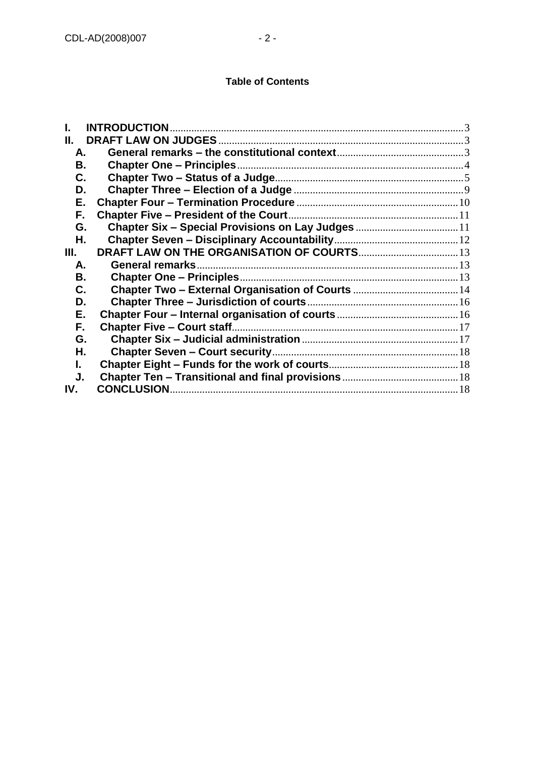**Table of Contents**

I. INTRODUCTION ... 3
II. DRAFT LAW ON JUDGES ... 3
- A. General remarks – the constitutional context ... 3
- B. Chapter One – Principles ... 4
- C. Chapter Two – Status of a Judge ... 5
- D. Chapter Three – Election of a Judge ... 9
- E. Chapter Four – Termination Procedure ... 10
- F. Chapter Five – President of the Court ... 11
- G. Chapter Six – Special Provisions on Lay Judges ... 11
- H. Chapter Seven – Disciplinary Accountability ... 12

III. DRAFT LAW ON THE ORGANISATION OF COURTS ... 13
- A. General remarks ... 13
- B. Chapter One – Principles ... 13
- C. Chapter Two – External Organisation of Courts ... 14
- D. Chapter Three – Jurisdiction of courts ... 16
- E. Chapter Four – Internal organisation of courts ... 16
- F. Chapter Five – Court staff ... 17
- G. Chapter Six – Judicial administration ... 17
- H. Chapter Seven – Court security ... 18
- I. Chapter Eight – Funds for the work of courts ... 18
- J. Chapter Ten – Transitional and final provisions ... 18

IV. CONCLUSION ... 18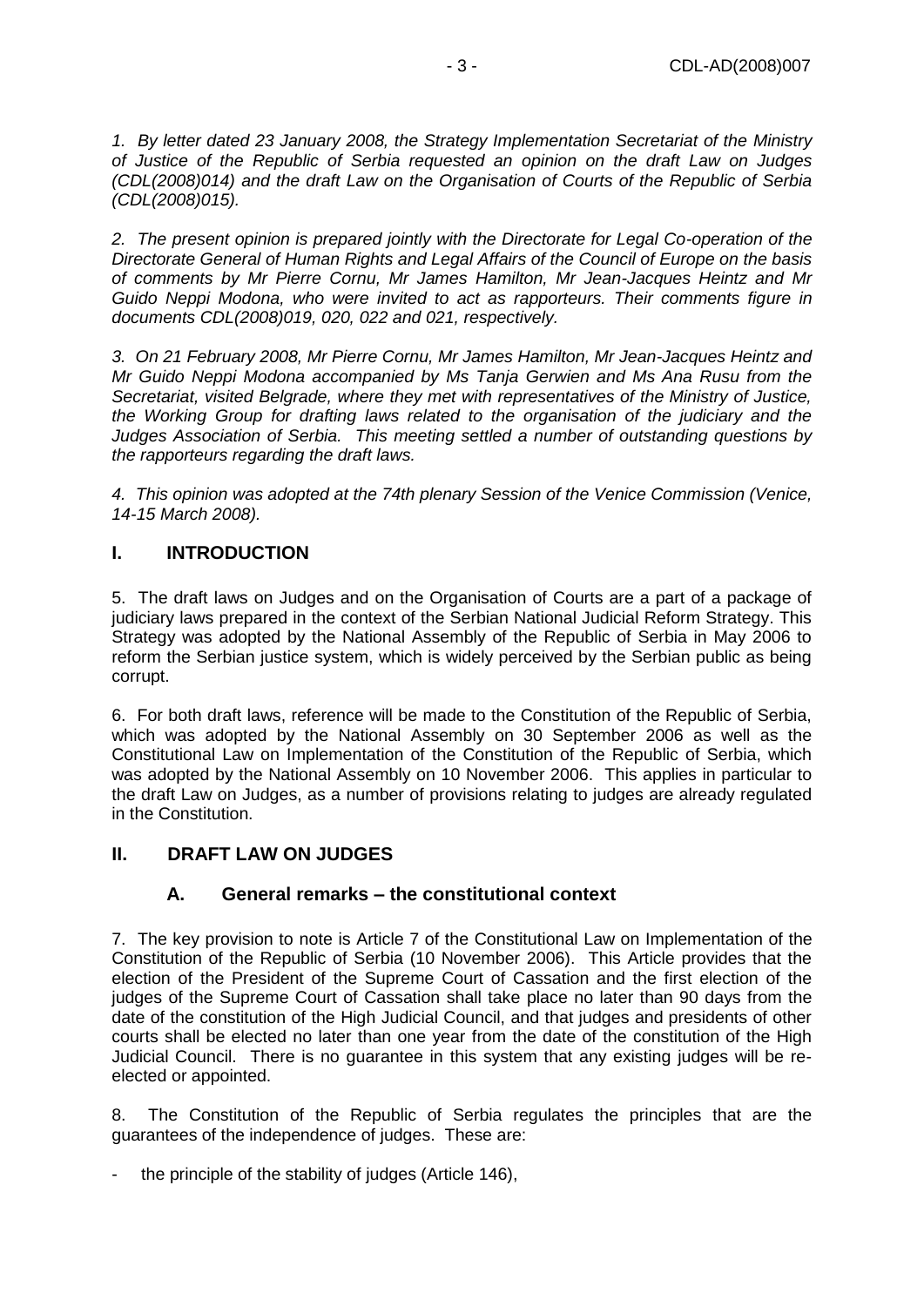*1. By letter dated 23 January 2008, the Strategy Implementation Secretariat of the Ministry of Justice of the Republic of Serbia requested an opinion on the draft Law on Judges (CDL(2008)014) and the draft Law on the Organisation of Courts of the Republic of Serbia (CDL(2008)015).*

*2. The present opinion is prepared jointly with the Directorate for Legal Co-operation of the Directorate General of Human Rights and Legal Affairs of the Council of Europe on the basis of comments by Mr Pierre Cornu, Mr James Hamilton, Mr Jean-Jacques Heintz and Mr Guido Neppi Modona, who were invited to act as rapporteurs. Their comments figure in documents CDL(2008)019, 020, 022 and 021, respectively.*

*3. On 21 February 2008, Mr Pierre Cornu, Mr James Hamilton, Mr Jean-Jacques Heintz and Mr Guido Neppi Modona accompanied by Ms Tanja Gerwien and Ms Ana Rusu from the Secretariat, visited Belgrade, where they met with representatives of the Ministry of Justice, the Working Group for drafting laws related to the organisation of the judiciary and the Judges Association of Serbia. This meeting settled a number of outstanding questions by the rapporteurs regarding the draft laws.*

*4. This opinion was adopted at the 74th plenary Session of the Venice Commission (Venice, 14-15 March 2008).*

## I. INTRODUCTION

5. The draft laws on Judges and on the Organisation of Courts are a part of a package of judiciary laws prepared in the context of the Serbian National Judicial Reform Strategy. This Strategy was adopted by the National Assembly of the Republic of Serbia in May 2006 to reform the Serbian justice system, which is widely perceived by the Serbian public as being corrupt.

6. For both draft laws, reference will be made to the Constitution of the Republic of Serbia, which was adopted by the National Assembly on 30 September 2006 as well as the Constitutional Law on Implementation of the Constitution of the Republic of Serbia, which was adopted by the National Assembly on 10 November 2006. This applies in particular to the draft Law on Judges, as a number of provisions relating to judges are already regulated in the Constitution.

## II. DRAFT LAW ON JUDGES

### A. General remarks – the constitutional context

7. The key provision to note is Article 7 of the Constitutional Law on Implementation of the Constitution of the Republic of Serbia (10 November 2006). This Article provides that the election of the President of the Supreme Court of Cassation and the first election of the judges of the Supreme Court of Cassation shall take place no later than 90 days from the date of the constitution of the High Judicial Council, and that judges and presidents of other courts shall be elected no later than one year from the date of the constitution of the High Judicial Council. There is no guarantee in this system that any existing judges will be re-elected or appointed.

8. The Constitution of the Republic of Serbia regulates the principles that are the guarantees of the independence of judges. These are:

- the principle of the stability of judges (Article 146),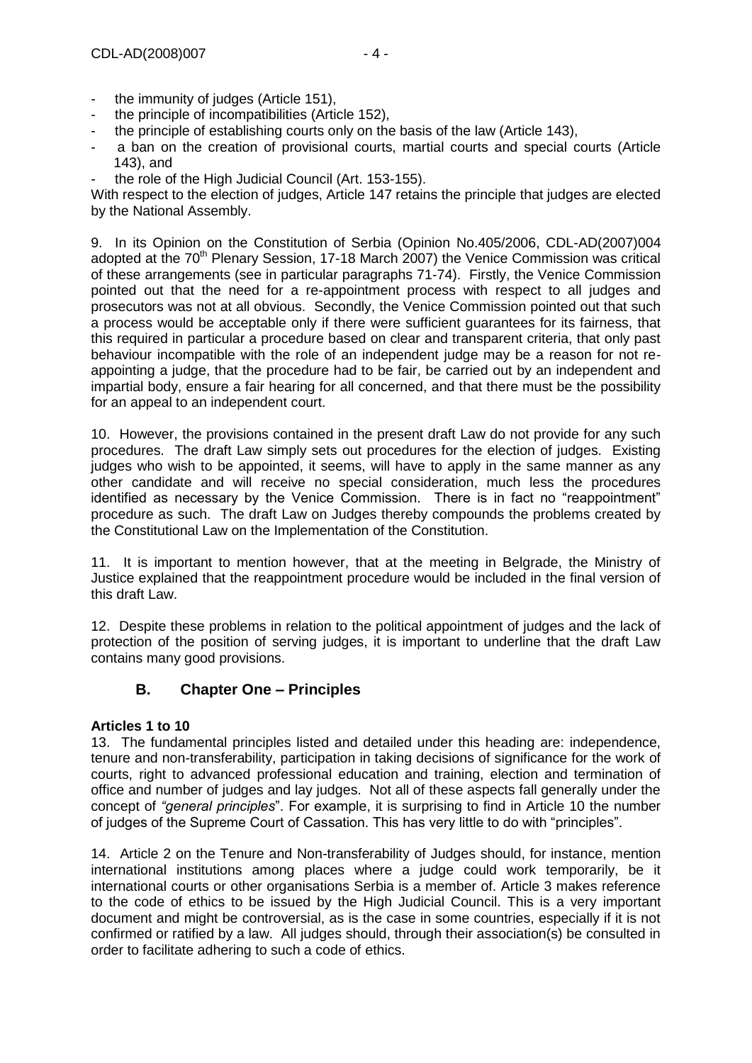- the immunity of judges (Article 151),
- the principle of incompatibilities (Article 152),
- the principle of establishing courts only on the basis of the law (Article 143),
- a ban on the creation of provisional courts, martial courts and special courts (Article 143), and
- the role of the High Judicial Council (Art. 153-155).

With respect to the election of judges, Article 147 retains the principle that judges are elected by the National Assembly.

9. In its Opinion on the Constitution of Serbia (Opinion No.405/2006, CDL-AD(2007)004 adopted at the 70th Plenary Session, 17-18 March 2007) the Venice Commission was critical of these arrangements (see in particular paragraphs 71-74). Firstly, the Venice Commission pointed out that the need for a re-appointment process with respect to all judges and prosecutors was not at all obvious. Secondly, the Venice Commission pointed out that such a process would be acceptable only if there were sufficient guarantees for its fairness, that this required in particular a procedure based on clear and transparent criteria, that only past behaviour incompatible with the role of an independent judge may be a reason for not re-appointing a judge, that the procedure had to be fair, be carried out by an independent and impartial body, ensure a fair hearing for all concerned, and that there must be the possibility for an appeal to an independent court.

10. However, the provisions contained in the present draft Law do not provide for any such procedures. The draft Law simply sets out procedures for the election of judges. Existing judges who wish to be appointed, it seems, will have to apply in the same manner as any other candidate and will receive no special consideration, much less the procedures identified as necessary by the Venice Commission. There is in fact no "reappointment" procedure as such. The draft Law on Judges thereby compounds the problems created by the Constitutional Law on the Implementation of the Constitution.

11. It is important to mention however, that at the meeting in Belgrade, the Ministry of Justice explained that the reappointment procedure would be included in the final version of this draft Law.

12. Despite these problems in relation to the political appointment of judges and the lack of protection of the position of serving judges, it is important to underline that the draft Law contains many good provisions.

## B. Chapter One – Principles

**Articles 1 to 10**

13. The fundamental principles listed and detailed under this heading are: independence, tenure and non-transferability, participation in taking decisions of significance for the work of courts, right to advanced professional education and training, election and termination of office and number of judges and lay judges. Not all of these aspects fall generally under the concept of *"general principles*". For example, it is surprising to find in Article 10 the number of judges of the Supreme Court of Cassation. This has very little to do with "principles".

14. Article 2 on the Tenure and Non-transferability of Judges should, for instance, mention international institutions among places where a judge could work temporarily, be it international courts or other organisations Serbia is a member of. Article 3 makes reference to the code of ethics to be issued by the High Judicial Council. This is a very important document and might be controversial, as is the case in some countries, especially if it is not confirmed or ratified by a law. All judges should, through their association(s) be consulted in order to facilitate adhering to such a code of ethics.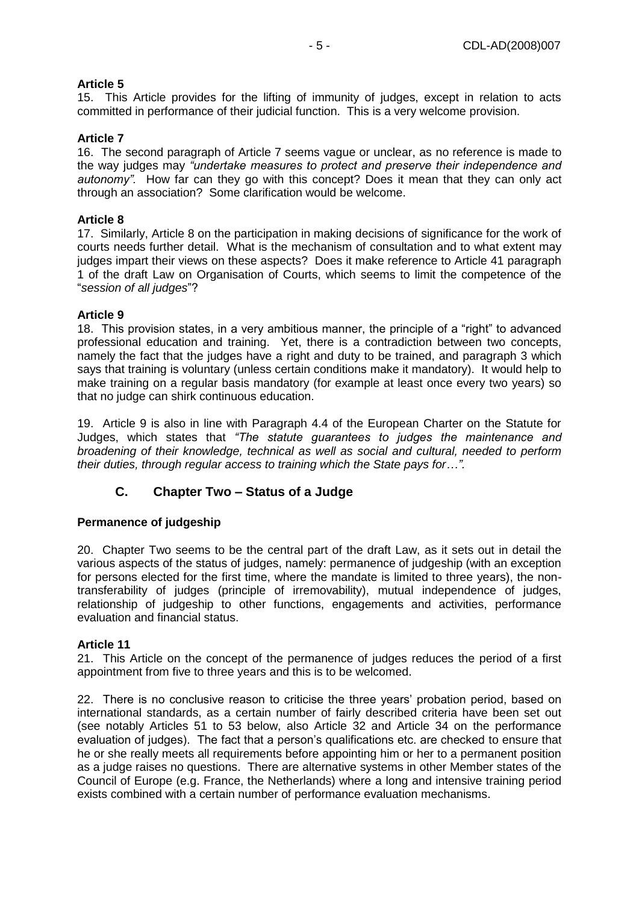**Article 5**

15. This Article provides for the lifting of immunity of judges, except in relation to acts committed in performance of their judicial function. This is a very welcome provision.

**Article 7**

16. The second paragraph of Article 7 seems vague or unclear, as no reference is made to the way judges may *"undertake measures to protect and preserve their independence and autonomy"*. How far can they go with this concept? Does it mean that they can only act through an association? Some clarification would be welcome.

**Article 8**

17. Similarly, Article 8 on the participation in making decisions of significance for the work of courts needs further detail. What is the mechanism of consultation and to what extent may judges impart their views on these aspects? Does it make reference to Article 41 paragraph 1 of the draft Law on Organisation of Courts, which seems to limit the competence of the "*session of all judges*"?

**Article 9**

18. This provision states, in a very ambitious manner, the principle of a "right" to advanced professional education and training. Yet, there is a contradiction between two concepts, namely the fact that the judges have a right and duty to be trained, and paragraph 3 which says that training is voluntary (unless certain conditions make it mandatory). It would help to make training on a regular basis mandatory (for example at least once every two years) so that no judge can shirk continuous education.

19. Article 9 is also in line with Paragraph 4.4 of the European Charter on the Statute for Judges, which states that *"The statute guarantees to judges the maintenance and broadening of their knowledge, technical as well as social and cultural, needed to perform their duties, through regular access to training which the State pays for…".*

## C. Chapter Two – Status of a Judge

**Permanence of judgeship**

20. Chapter Two seems to be the central part of the draft Law, as it sets out in detail the various aspects of the status of judges, namely: permanence of judgeship (with an exception for persons elected for the first time, where the mandate is limited to three years), the non-transferability of judges (principle of irremovability), mutual independence of judges, relationship of judgeship to other functions, engagements and activities, performance evaluation and financial status.

**Article 11**

21. This Article on the concept of the permanence of judges reduces the period of a first appointment from five to three years and this is to be welcomed.

22. There is no conclusive reason to criticise the three years' probation period, based on international standards, as a certain number of fairly described criteria have been set out (see notably Articles 51 to 53 below, also Article 32 and Article 34 on the performance evaluation of judges). The fact that a person's qualifications etc. are checked to ensure that he or she really meets all requirements before appointing him or her to a permanent position as a judge raises no questions. There are alternative systems in other Member states of the Council of Europe (e.g. France, the Netherlands) where a long and intensive training period exists combined with a certain number of performance evaluation mechanisms.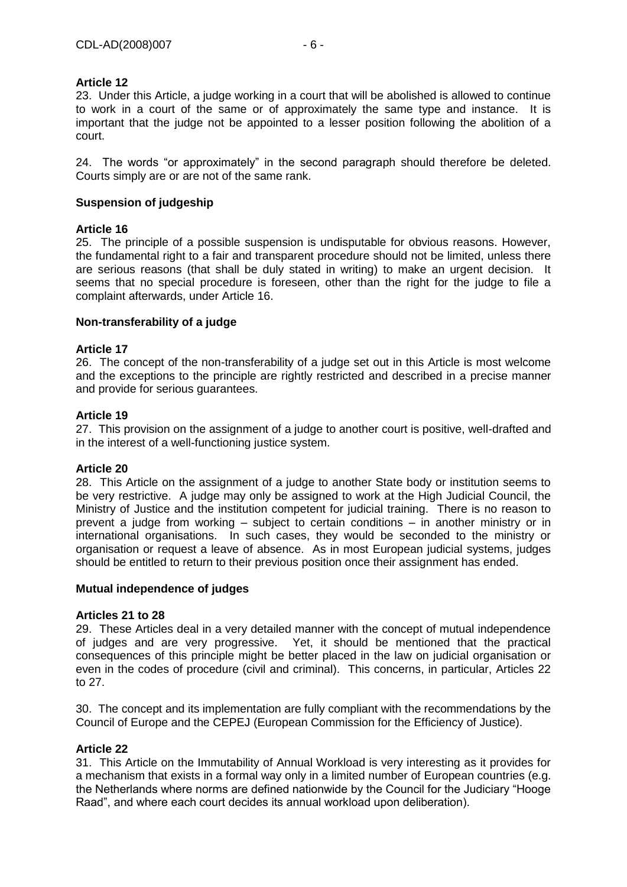**Article 12**

23. Under this Article, a judge working in a court that will be abolished is allowed to continue to work in a court of the same or of approximately the same type and instance. It is important that the judge not be appointed to a lesser position following the abolition of a court.

24. The words "or approximately" in the second paragraph should therefore be deleted. Courts simply are or are not of the same rank.

**Suspension of judgeship**

**Article 16**

25. The principle of a possible suspension is undisputable for obvious reasons. However, the fundamental right to a fair and transparent procedure should not be limited, unless there are serious reasons (that shall be duly stated in writing) to make an urgent decision. It seems that no special procedure is foreseen, other than the right for the judge to file a complaint afterwards, under Article 16.

**Non-transferability of a judge**

**Article 17**

26. The concept of the non-transferability of a judge set out in this Article is most welcome and the exceptions to the principle are rightly restricted and described in a precise manner and provide for serious guarantees.

**Article 19**

27. This provision on the assignment of a judge to another court is positive, well-drafted and in the interest of a well-functioning justice system.

**Article 20**

28. This Article on the assignment of a judge to another State body or institution seems to be very restrictive. A judge may only be assigned to work at the High Judicial Council, the Ministry of Justice and the institution competent for judicial training. There is no reason to prevent a judge from working – subject to certain conditions – in another ministry or in international organisations. In such cases, they would be seconded to the ministry or organisation or request a leave of absence. As in most European judicial systems, judges should be entitled to return to their previous position once their assignment has ended.

**Mutual independence of judges**

**Articles 21 to 28**

29. These Articles deal in a very detailed manner with the concept of mutual independence of judges and are very progressive. Yet, it should be mentioned that the practical consequences of this principle might be better placed in the law on judicial organisation or even in the codes of procedure (civil and criminal). This concerns, in particular, Articles 22 to 27.

30. The concept and its implementation are fully compliant with the recommendations by the Council of Europe and the CEPEJ (European Commission for the Efficiency of Justice).

**Article 22**

31. This Article on the Immutability of Annual Workload is very interesting as it provides for a mechanism that exists in a formal way only in a limited number of European countries (e.g. the Netherlands where norms are defined nationwide by the Council for the Judiciary "Hooge Raad", and where each court decides its annual workload upon deliberation).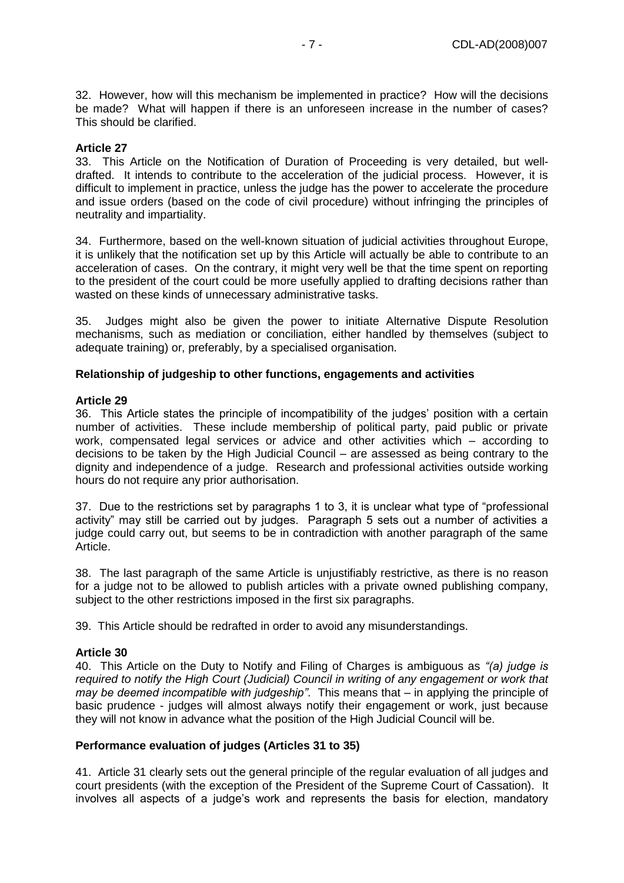32. However, how will this mechanism be implemented in practice? How will the decisions be made? What will happen if there is an unforeseen increase in the number of cases? This should be clarified.

**Article 27**

33. This Article on the Notification of Duration of Proceeding is very detailed, but well-drafted. It intends to contribute to the acceleration of the judicial process. However, it is difficult to implement in practice, unless the judge has the power to accelerate the procedure and issue orders (based on the code of civil procedure) without infringing the principles of neutrality and impartiality.

34. Furthermore, based on the well-known situation of judicial activities throughout Europe, it is unlikely that the notification set up by this Article will actually be able to contribute to an acceleration of cases. On the contrary, it might very well be that the time spent on reporting to the president of the court could be more usefully applied to drafting decisions rather than wasted on these kinds of unnecessary administrative tasks.

35. Judges might also be given the power to initiate Alternative Dispute Resolution mechanisms, such as mediation or conciliation, either handled by themselves (subject to adequate training) or, preferably, by a specialised organisation.

**Relationship of judgeship to other functions, engagements and activities**

**Article 29**

36. This Article states the principle of incompatibility of the judges' position with a certain number of activities. These include membership of political party, paid public or private work, compensated legal services or advice and other activities which – according to decisions to be taken by the High Judicial Council – are assessed as being contrary to the dignity and independence of a judge. Research and professional activities outside working hours do not require any prior authorisation.

37. Due to the restrictions set by paragraphs 1 to 3, it is unclear what type of "professional activity" may still be carried out by judges. Paragraph 5 sets out a number of activities a judge could carry out, but seems to be in contradiction with another paragraph of the same Article.

38. The last paragraph of the same Article is unjustifiably restrictive, as there is no reason for a judge not to be allowed to publish articles with a private owned publishing company, subject to the other restrictions imposed in the first six paragraphs.

39. This Article should be redrafted in order to avoid any misunderstandings.

**Article 30**

40. This Article on the Duty to Notify and Filing of Charges is ambiguous as *"(a) judge is required to notify the High Court (Judicial) Council in writing of any engagement or work that may be deemed incompatible with judgeship"*. This means that – in applying the principle of basic prudence - judges will almost always notify their engagement or work, just because they will not know in advance what the position of the High Judicial Council will be.

**Performance evaluation of judges (Articles 31 to 35)**

41. Article 31 clearly sets out the general principle of the regular evaluation of all judges and court presidents (with the exception of the President of the Supreme Court of Cassation). It involves all aspects of a judge's work and represents the basis for election, mandatory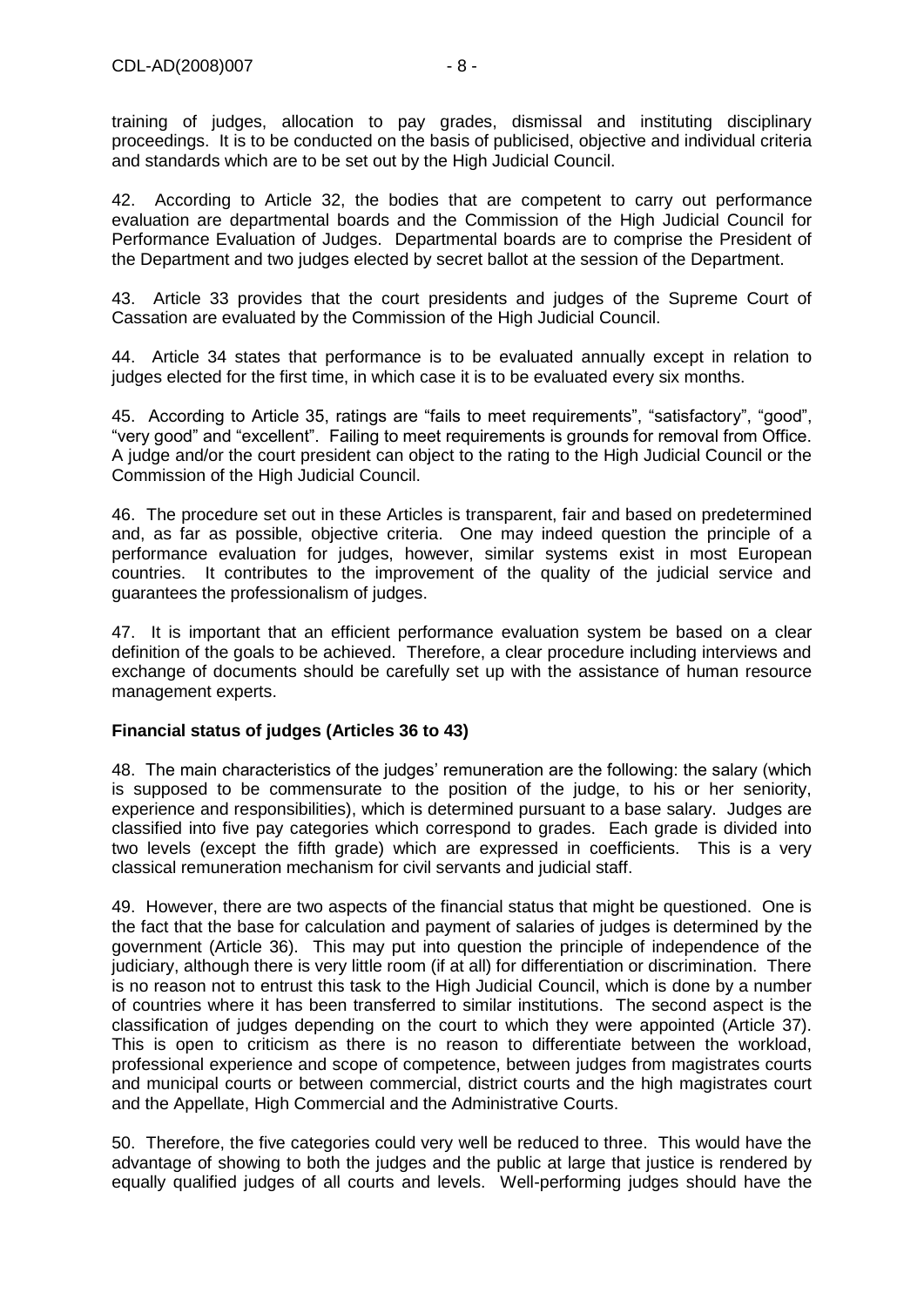training of judges, allocation to pay grades, dismissal and instituting disciplinary proceedings. It is to be conducted on the basis of publicised, objective and individual criteria and standards which are to be set out by the High Judicial Council.

42. According to Article 32, the bodies that are competent to carry out performance evaluation are departmental boards and the Commission of the High Judicial Council for Performance Evaluation of Judges. Departmental boards are to comprise the President of the Department and two judges elected by secret ballot at the session of the Department.

43. Article 33 provides that the court presidents and judges of the Supreme Court of Cassation are evaluated by the Commission of the High Judicial Council.

44. Article 34 states that performance is to be evaluated annually except in relation to judges elected for the first time, in which case it is to be evaluated every six months.

45. According to Article 35, ratings are "fails to meet requirements", "satisfactory", "good", "very good" and "excellent". Failing to meet requirements is grounds for removal from Office. A judge and/or the court president can object to the rating to the High Judicial Council or the Commission of the High Judicial Council.

46. The procedure set out in these Articles is transparent, fair and based on predetermined and, as far as possible, objective criteria. One may indeed question the principle of a performance evaluation for judges, however, similar systems exist in most European countries. It contributes to the improvement of the quality of the judicial service and guarantees the professionalism of judges.

47. It is important that an efficient performance evaluation system be based on a clear definition of the goals to be achieved. Therefore, a clear procedure including interviews and exchange of documents should be carefully set up with the assistance of human resource management experts.

**Financial status of judges (Articles 36 to 43)**

48. The main characteristics of the judges' remuneration are the following: the salary (which is supposed to be commensurate to the position of the judge, to his or her seniority, experience and responsibilities), which is determined pursuant to a base salary. Judges are classified into five pay categories which correspond to grades. Each grade is divided into two levels (except the fifth grade) which are expressed in coefficients. This is a very classical remuneration mechanism for civil servants and judicial staff.

49. However, there are two aspects of the financial status that might be questioned. One is the fact that the base for calculation and payment of salaries of judges is determined by the government (Article 36). This may put into question the principle of independence of the judiciary, although there is very little room (if at all) for differentiation or discrimination. There is no reason not to entrust this task to the High Judicial Council, which is done by a number of countries where it has been transferred to similar institutions. The second aspect is the classification of judges depending on the court to which they were appointed (Article 37). This is open to criticism as there is no reason to differentiate between the workload, professional experience and scope of competence, between judges from magistrates courts and municipal courts or between commercial, district courts and the high magistrates court and the Appellate, High Commercial and the Administrative Courts.

50. Therefore, the five categories could very well be reduced to three. This would have the advantage of showing to both the judges and the public at large that justice is rendered by equally qualified judges of all courts and levels. Well-performing judges should have the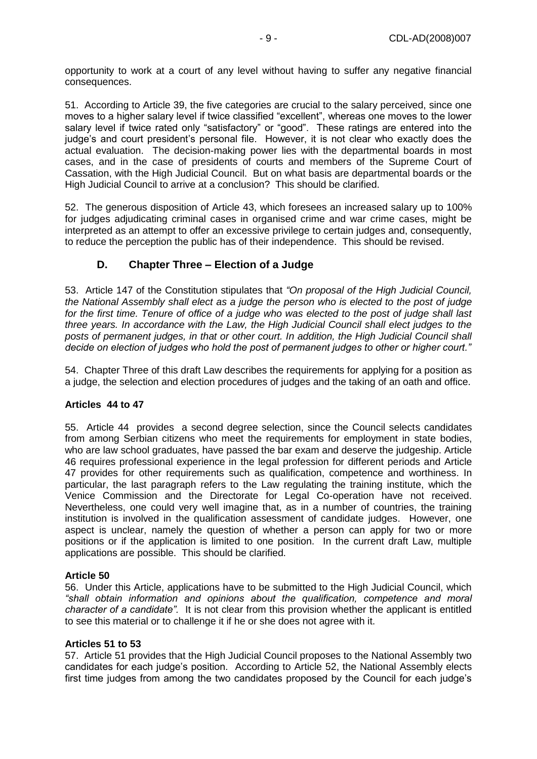opportunity to work at a court of any level without having to suffer any negative financial consequences.

51. According to Article 39, the five categories are crucial to the salary perceived, since one moves to a higher salary level if twice classified "excellent", whereas one moves to the lower salary level if twice rated only "satisfactory" or "good". These ratings are entered into the judge's and court president's personal file. However, it is not clear who exactly does the actual evaluation. The decision-making power lies with the departmental boards in most cases, and in the case of presidents of courts and members of the Supreme Court of Cassation, with the High Judicial Council. But on what basis are departmental boards or the High Judicial Council to arrive at a conclusion? This should be clarified.

52. The generous disposition of Article 43, which foresees an increased salary up to 100% for judges adjudicating criminal cases in organised crime and war crime cases, might be interpreted as an attempt to offer an excessive privilege to certain judges and, consequently, to reduce the perception the public has of their independence. This should be revised.

## D. Chapter Three – Election of a Judge

53. Article 147 of the Constitution stipulates that *"On proposal of the High Judicial Council, the National Assembly shall elect as a judge the person who is elected to the post of judge for the first time. Tenure of office of a judge who was elected to the post of judge shall last three years. In accordance with the Law, the High Judicial Council shall elect judges to the posts of permanent judges, in that or other court. In addition, the High Judicial Council shall decide on election of judges who hold the post of permanent judges to other or higher court."*

54. Chapter Three of this draft Law describes the requirements for applying for a position as a judge, the selection and election procedures of judges and the taking of an oath and office.

### Articles 44 to 47

55. Article 44 provides a second degree selection, since the Council selects candidates from among Serbian citizens who meet the requirements for employment in state bodies, who are law school graduates, have passed the bar exam and deserve the judgeship. Article 46 requires professional experience in the legal profession for different periods and Article 47 provides for other requirements such as qualification, competence and worthiness. In particular, the last paragraph refers to the Law regulating the training institute, which the Venice Commission and the Directorate for Legal Co-operation have not received. Nevertheless, one could very well imagine that, as in a number of countries, the training institution is involved in the qualification assessment of candidate judges. However, one aspect is unclear, namely the question of whether a person can apply for two or more positions or if the application is limited to one position. In the current draft Law, multiple applications are possible. This should be clarified.

### Article 50

56. Under this Article, applications have to be submitted to the High Judicial Council, which *"shall obtain information and opinions about the qualification, competence and moral character of a candidate"*. It is not clear from this provision whether the applicant is entitled to see this material or to challenge it if he or she does not agree with it.

### Articles 51 to 53

57. Article 51 provides that the High Judicial Council proposes to the National Assembly two candidates for each judge's position. According to Article 52, the National Assembly elects first time judges from among the two candidates proposed by the Council for each judge's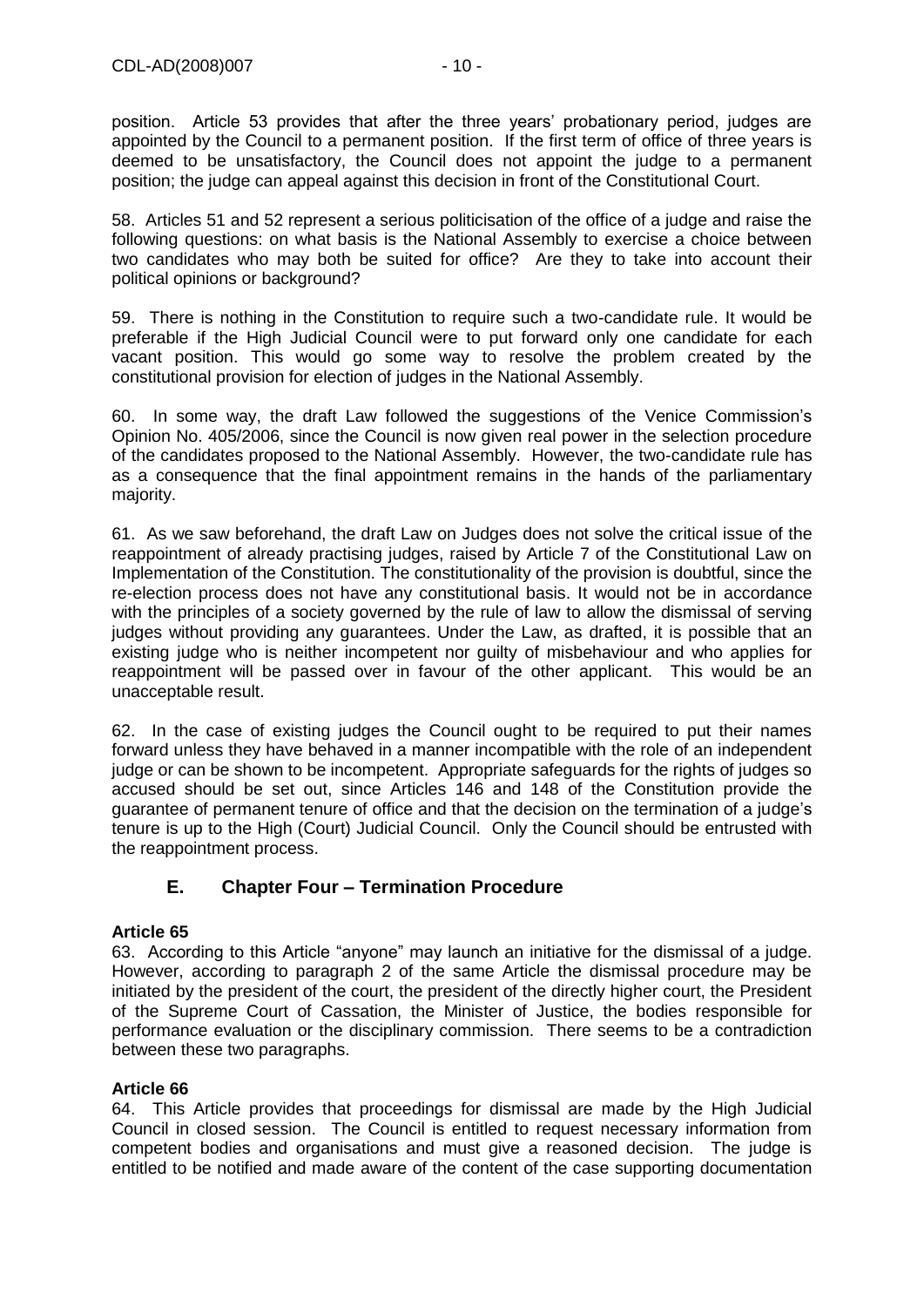position. Article 53 provides that after the three years' probationary period, judges are appointed by the Council to a permanent position. If the first term of office of three years is deemed to be unsatisfactory, the Council does not appoint the judge to a permanent position; the judge can appeal against this decision in front of the Constitutional Court.

58. Articles 51 and 52 represent a serious politicisation of the office of a judge and raise the following questions: on what basis is the National Assembly to exercise a choice between two candidates who may both be suited for office? Are they to take into account their political opinions or background?

59. There is nothing in the Constitution to require such a two-candidate rule. It would be preferable if the High Judicial Council were to put forward only one candidate for each vacant position. This would go some way to resolve the problem created by the constitutional provision for election of judges in the National Assembly.

60. In some way, the draft Law followed the suggestions of the Venice Commission's Opinion No. 405/2006, since the Council is now given real power in the selection procedure of the candidates proposed to the National Assembly. However, the two-candidate rule has as a consequence that the final appointment remains in the hands of the parliamentary majority.

61. As we saw beforehand, the draft Law on Judges does not solve the critical issue of the reappointment of already practising judges, raised by Article 7 of the Constitutional Law on Implementation of the Constitution. The constitutionality of the provision is doubtful, since the re-election process does not have any constitutional basis. It would not be in accordance with the principles of a society governed by the rule of law to allow the dismissal of serving judges without providing any guarantees. Under the Law, as drafted, it is possible that an existing judge who is neither incompetent nor guilty of misbehaviour and who applies for reappointment will be passed over in favour of the other applicant. This would be an unacceptable result.

62. In the case of existing judges the Council ought to be required to put their names forward unless they have behaved in a manner incompatible with the role of an independent judge or can be shown to be incompetent. Appropriate safeguards for the rights of judges so accused should be set out, since Articles 146 and 148 of the Constitution provide the guarantee of permanent tenure of office and that the decision on the termination of a judge's tenure is up to the High (Court) Judicial Council. Only the Council should be entrusted with the reappointment process.

## E. Chapter Four – Termination Procedure

**Article 65**

63. According to this Article "anyone" may launch an initiative for the dismissal of a judge. However, according to paragraph 2 of the same Article the dismissal procedure may be initiated by the president of the court, the president of the directly higher court, the President of the Supreme Court of Cassation, the Minister of Justice, the bodies responsible for performance evaluation or the disciplinary commission. There seems to be a contradiction between these two paragraphs.

**Article 66**

64. This Article provides that proceedings for dismissal are made by the High Judicial Council in closed session. The Council is entitled to request necessary information from competent bodies and organisations and must give a reasoned decision. The judge is entitled to be notified and made aware of the content of the case supporting documentation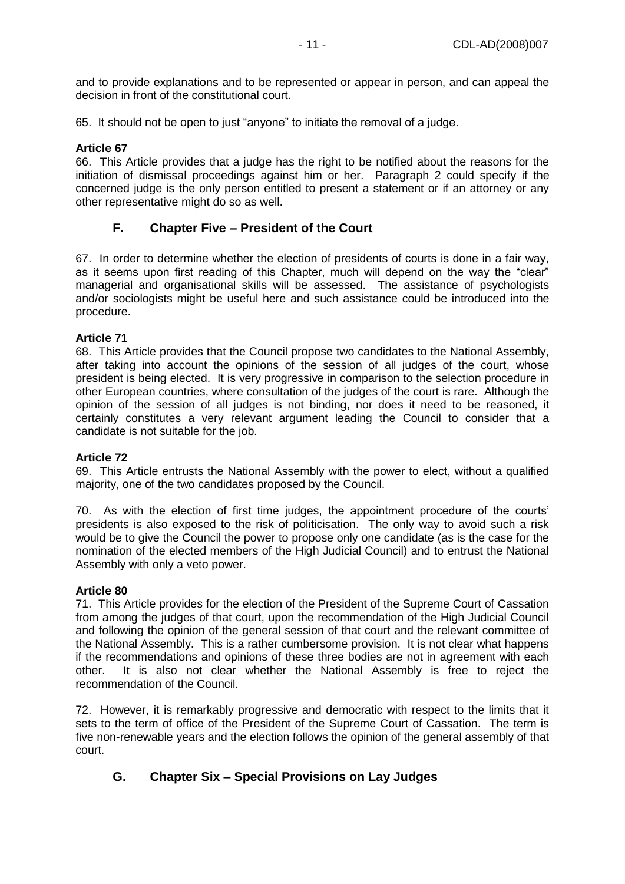and to provide explanations and to be represented or appear in person, and can appeal the decision in front of the constitutional court.

65. It should not be open to just "anyone" to initiate the removal of a judge.

**Article 67**

66. This Article provides that a judge has the right to be notified about the reasons for the initiation of dismissal proceedings against him or her. Paragraph 2 could specify if the concerned judge is the only person entitled to present a statement or if an attorney or any other representative might do so as well.

## F. Chapter Five – President of the Court

67. In order to determine whether the election of presidents of courts is done in a fair way, as it seems upon first reading of this Chapter, much will depend on the way the "clear" managerial and organisational skills will be assessed. The assistance of psychologists and/or sociologists might be useful here and such assistance could be introduced into the procedure.

**Article 71**

68. This Article provides that the Council propose two candidates to the National Assembly, after taking into account the opinions of the session of all judges of the court, whose president is being elected. It is very progressive in comparison to the selection procedure in other European countries, where consultation of the judges of the court is rare. Although the opinion of the session of all judges is not binding, nor does it need to be reasoned, it certainly constitutes a very relevant argument leading the Council to consider that a candidate is not suitable for the job.

**Article 72**

69. This Article entrusts the National Assembly with the power to elect, without a qualified majority, one of the two candidates proposed by the Council.

70. As with the election of first time judges, the appointment procedure of the courts' presidents is also exposed to the risk of politicisation. The only way to avoid such a risk would be to give the Council the power to propose only one candidate (as is the case for the nomination of the elected members of the High Judicial Council) and to entrust the National Assembly with only a veto power.

**Article 80**

71. This Article provides for the election of the President of the Supreme Court of Cassation from among the judges of that court, upon the recommendation of the High Judicial Council and following the opinion of the general session of that court and the relevant committee of the National Assembly. This is a rather cumbersome provision. It is not clear what happens if the recommendations and opinions of these three bodies are not in agreement with each other. It is also not clear whether the National Assembly is free to reject the recommendation of the Council.

72. However, it is remarkably progressive and democratic with respect to the limits that it sets to the term of office of the President of the Supreme Court of Cassation. The term is five non-renewable years and the election follows the opinion of the general assembly of that court.

## G. Chapter Six – Special Provisions on Lay Judges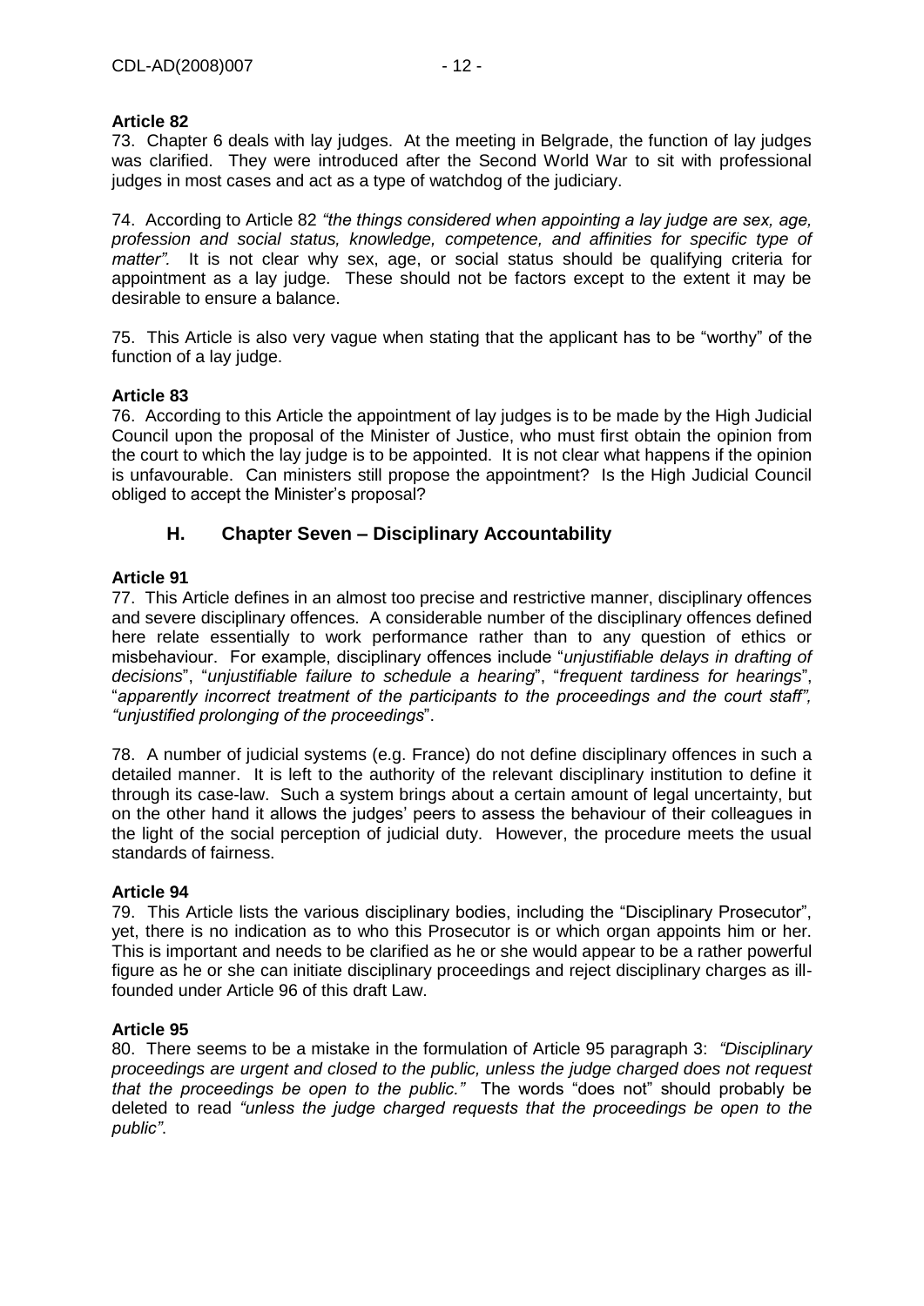**Article 82**

73. Chapter 6 deals with lay judges. At the meeting in Belgrade, the function of lay judges was clarified. They were introduced after the Second World War to sit with professional judges in most cases and act as a type of watchdog of the judiciary.

74. According to Article 82 *"the things considered when appointing a lay judge are sex, age, profession and social status, knowledge, competence, and affinities for specific type of matter".* It is not clear why sex, age, or social status should be qualifying criteria for appointment as a lay judge. These should not be factors except to the extent it may be desirable to ensure a balance.

75. This Article is also very vague when stating that the applicant has to be "worthy" of the function of a lay judge.

**Article 83**

76. According to this Article the appointment of lay judges is to be made by the High Judicial Council upon the proposal of the Minister of Justice, who must first obtain the opinion from the court to which the lay judge is to be appointed. It is not clear what happens if the opinion is unfavourable. Can ministers still propose the appointment? Is the High Judicial Council obliged to accept the Minister's proposal?

## H. Chapter Seven – Disciplinary Accountability

**Article 91**

77. This Article defines in an almost too precise and restrictive manner, disciplinary offences and severe disciplinary offences. A considerable number of the disciplinary offences defined here relate essentially to work performance rather than to any question of ethics or misbehaviour. For example, disciplinary offences include "*unjustifiable delays in drafting of decisions*", "*unjustifiable failure to schedule a hearing*", "*frequent tardiness for hearings*", "*apparently incorrect treatment of the participants to the proceedings and the court staff", "unjustified prolonging of the proceedings*".

78. A number of judicial systems (e.g. France) do not define disciplinary offences in such a detailed manner. It is left to the authority of the relevant disciplinary institution to define it through its case-law. Such a system brings about a certain amount of legal uncertainty, but on the other hand it allows the judges' peers to assess the behaviour of their colleagues in the light of the social perception of judicial duty. However, the procedure meets the usual standards of fairness.

**Article 94**

79. This Article lists the various disciplinary bodies, including the "Disciplinary Prosecutor", yet, there is no indication as to who this Prosecutor is or which organ appoints him or her. This is important and needs to be clarified as he or she would appear to be a rather powerful figure as he or she can initiate disciplinary proceedings and reject disciplinary charges as ill-founded under Article 96 of this draft Law.

**Article 95**

80. There seems to be a mistake in the formulation of Article 95 paragraph 3: *"Disciplinary proceedings are urgent and closed to the public, unless the judge charged does not request that the proceedings be open to the public."* The words "does not" should probably be deleted to read *"unless the judge charged requests that the proceedings be open to the public"*.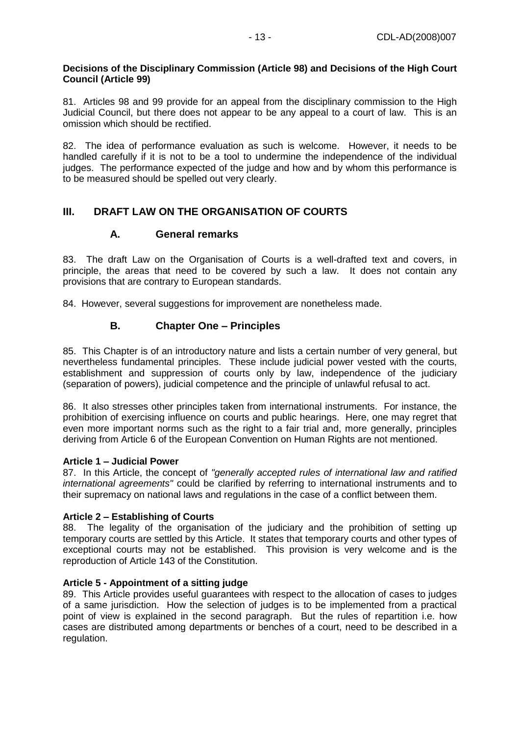**Decisions of the Disciplinary Commission (Article 98) and Decisions of the High Court Council (Article 99)**

81. Articles 98 and 99 provide for an appeal from the disciplinary commission to the High Judicial Council, but there does not appear to be any appeal to a court of law. This is an omission which should be rectified.

82. The idea of performance evaluation as such is welcome. However, it needs to be handled carefully if it is not to be a tool to undermine the independence of the individual judges. The performance expected of the judge and how and by whom this performance is to be measured should be spelled out very clearly.

## III. DRAFT LAW ON THE ORGANISATION OF COURTS

### A. General remarks

83. The draft Law on the Organisation of Courts is a well-drafted text and covers, in principle, the areas that need to be covered by such a law. It does not contain any provisions that are contrary to European standards.

84. However, several suggestions for improvement are nonetheless made.

### B. Chapter One – Principles

85. This Chapter is of an introductory nature and lists a certain number of very general, but nevertheless fundamental principles. These include judicial power vested with the courts, establishment and suppression of courts only by law, independence of the judiciary (separation of powers), judicial competence and the principle of unlawful refusal to act.

86. It also stresses other principles taken from international instruments. For instance, the prohibition of exercising influence on courts and public hearings. Here, one may regret that even more important norms such as the right to a fair trial and, more generally, principles deriving from Article 6 of the European Convention on Human Rights are not mentioned.

**Article 1 – Judicial Power**

87. In this Article, the concept of *"generally accepted rules of international law and ratified international agreements"* could be clarified by referring to international instruments and to their supremacy on national laws and regulations in the case of a conflict between them.

**Article 2 – Establishing of Courts**

88. The legality of the organisation of the judiciary and the prohibition of setting up temporary courts are settled by this Article. It states that temporary courts and other types of exceptional courts may not be established. This provision is very welcome and is the reproduction of Article 143 of the Constitution.

**Article 5 - Appointment of a sitting judge**

89. This Article provides useful guarantees with respect to the allocation of cases to judges of a same jurisdiction. How the selection of judges is to be implemented from a practical point of view is explained in the second paragraph. But the rules of repartition i.e. how cases are distributed among departments or benches of a court, need to be described in a regulation.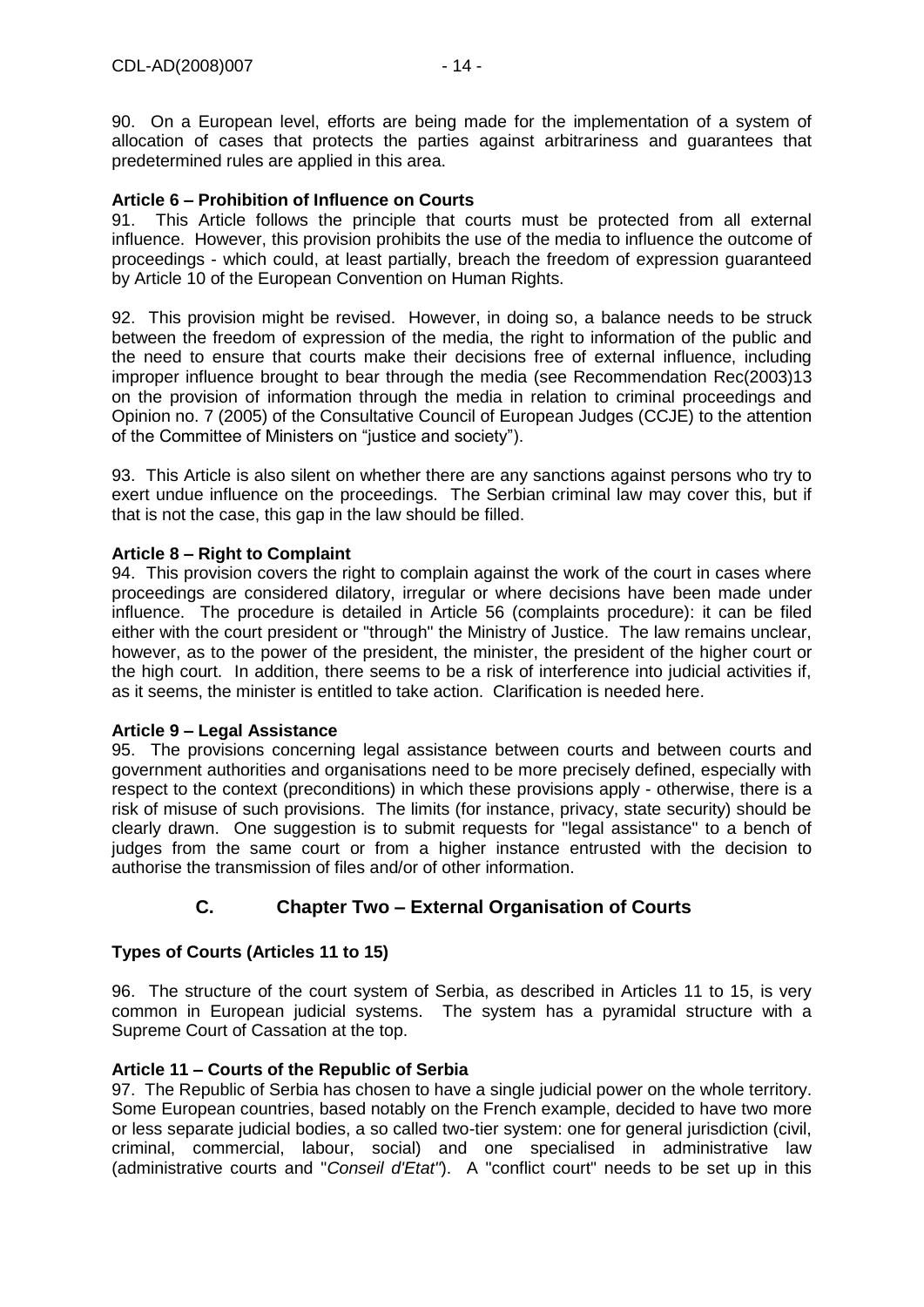90. On a European level, efforts are being made for the implementation of a system of allocation of cases that protects the parties against arbitrariness and guarantees that predetermined rules are applied in this area.

**Article 6 – Prohibition of Influence on Courts**

91. This Article follows the principle that courts must be protected from all external influence. However, this provision prohibits the use of the media to influence the outcome of proceedings - which could, at least partially, breach the freedom of expression guaranteed by Article 10 of the European Convention on Human Rights.

92. This provision might be revised. However, in doing so, a balance needs to be struck between the freedom of expression of the media, the right to information of the public and the need to ensure that courts make their decisions free of external influence, including improper influence brought to bear through the media (see Recommendation Rec(2003)13 on the provision of information through the media in relation to criminal proceedings and Opinion no. 7 (2005) of the Consultative Council of European Judges (CCJE) to the attention of the Committee of Ministers on "justice and society").

93. This Article is also silent on whether there are any sanctions against persons who try to exert undue influence on the proceedings. The Serbian criminal law may cover this, but if that is not the case, this gap in the law should be filled.

**Article 8 – Right to Complaint**

94. This provision covers the right to complain against the work of the court in cases where proceedings are considered dilatory, irregular or where decisions have been made under influence. The procedure is detailed in Article 56 (complaints procedure): it can be filed either with the court president or "through" the Ministry of Justice. The law remains unclear, however, as to the power of the president, the minister, the president of the higher court or the high court. In addition, there seems to be a risk of interference into judicial activities if, as it seems, the minister is entitled to take action. Clarification is needed here.

**Article 9 – Legal Assistance**

95. The provisions concerning legal assistance between courts and between courts and government authorities and organisations need to be more precisely defined, especially with respect to the context (preconditions) in which these provisions apply - otherwise, there is a risk of misuse of such provisions. The limits (for instance, privacy, state security) should be clearly drawn. One suggestion is to submit requests for "legal assistance" to a bench of judges from the same court or from a higher instance entrusted with the decision to authorise the transmission of files and/or of other information.

## C. Chapter Two – External Organisation of Courts

**Types of Courts (Articles 11 to 15)**

96. The structure of the court system of Serbia, as described in Articles 11 to 15, is very common in European judicial systems. The system has a pyramidal structure with a Supreme Court of Cassation at the top.

**Article 11 – Courts of the Republic of Serbia**

97. The Republic of Serbia has chosen to have a single judicial power on the whole territory. Some European countries, based notably on the French example, decided to have two more or less separate judicial bodies, a so called two-tier system: one for general jurisdiction (civil, criminal, commercial, labour, social) and one specialised in administrative law (administrative courts and "*Conseil d'Etat*"). A "conflict court" needs to be set up in this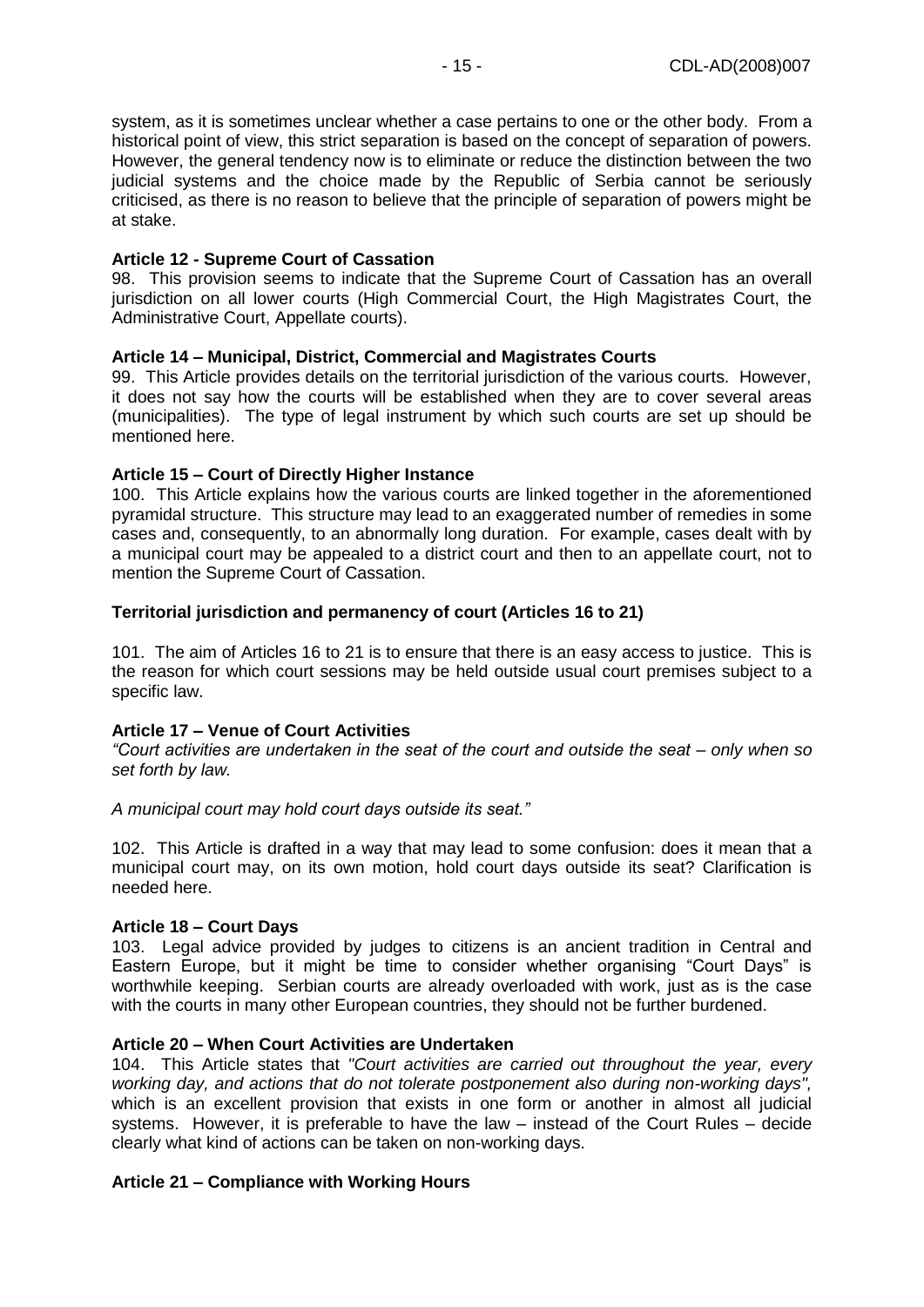system, as it is sometimes unclear whether a case pertains to one or the other body. From a historical point of view, this strict separation is based on the concept of separation of powers. However, the general tendency now is to eliminate or reduce the distinction between the two judicial systems and the choice made by the Republic of Serbia cannot be seriously criticised, as there is no reason to believe that the principle of separation of powers might be at stake.

**Article 12 - Supreme Court of Cassation**

98. This provision seems to indicate that the Supreme Court of Cassation has an overall jurisdiction on all lower courts (High Commercial Court, the High Magistrates Court, the Administrative Court, Appellate courts).

**Article 14 – Municipal, District, Commercial and Magistrates Courts**

99. This Article provides details on the territorial jurisdiction of the various courts. However, it does not say how the courts will be established when they are to cover several areas (municipalities). The type of legal instrument by which such courts are set up should be mentioned here.

**Article 15 – Court of Directly Higher Instance**

100. This Article explains how the various courts are linked together in the aforementioned pyramidal structure. This structure may lead to an exaggerated number of remedies in some cases and, consequently, to an abnormally long duration. For example, cases dealt with by a municipal court may be appealed to a district court and then to an appellate court, not to mention the Supreme Court of Cassation.

**Territorial jurisdiction and permanency of court (Articles 16 to 21)**

101. The aim of Articles 16 to 21 is to ensure that there is an easy access to justice. This is the reason for which court sessions may be held outside usual court premises subject to a specific law.

**Article 17 – Venue of Court Activities**

*"Court activities are undertaken in the seat of the court and outside the seat – only when so set forth by law.*

*A municipal court may hold court days outside its seat."*

102. This Article is drafted in a way that may lead to some confusion: does it mean that a municipal court may, on its own motion, hold court days outside its seat? Clarification is needed here.

**Article 18 – Court Days**

103. Legal advice provided by judges to citizens is an ancient tradition in Central and Eastern Europe, but it might be time to consider whether organising "Court Days" is worthwhile keeping. Serbian courts are already overloaded with work, just as is the case with the courts in many other European countries, they should not be further burdened.

**Article 20 – When Court Activities are Undertaken**

104. This Article states that *"Court activities are carried out throughout the year, every working day, and actions that do not tolerate postponement also during non-working days",* which is an excellent provision that exists in one form or another in almost all judicial systems. However, it is preferable to have the law – instead of the Court Rules – decide clearly what kind of actions can be taken on non-working days.

**Article 21 – Compliance with Working Hours**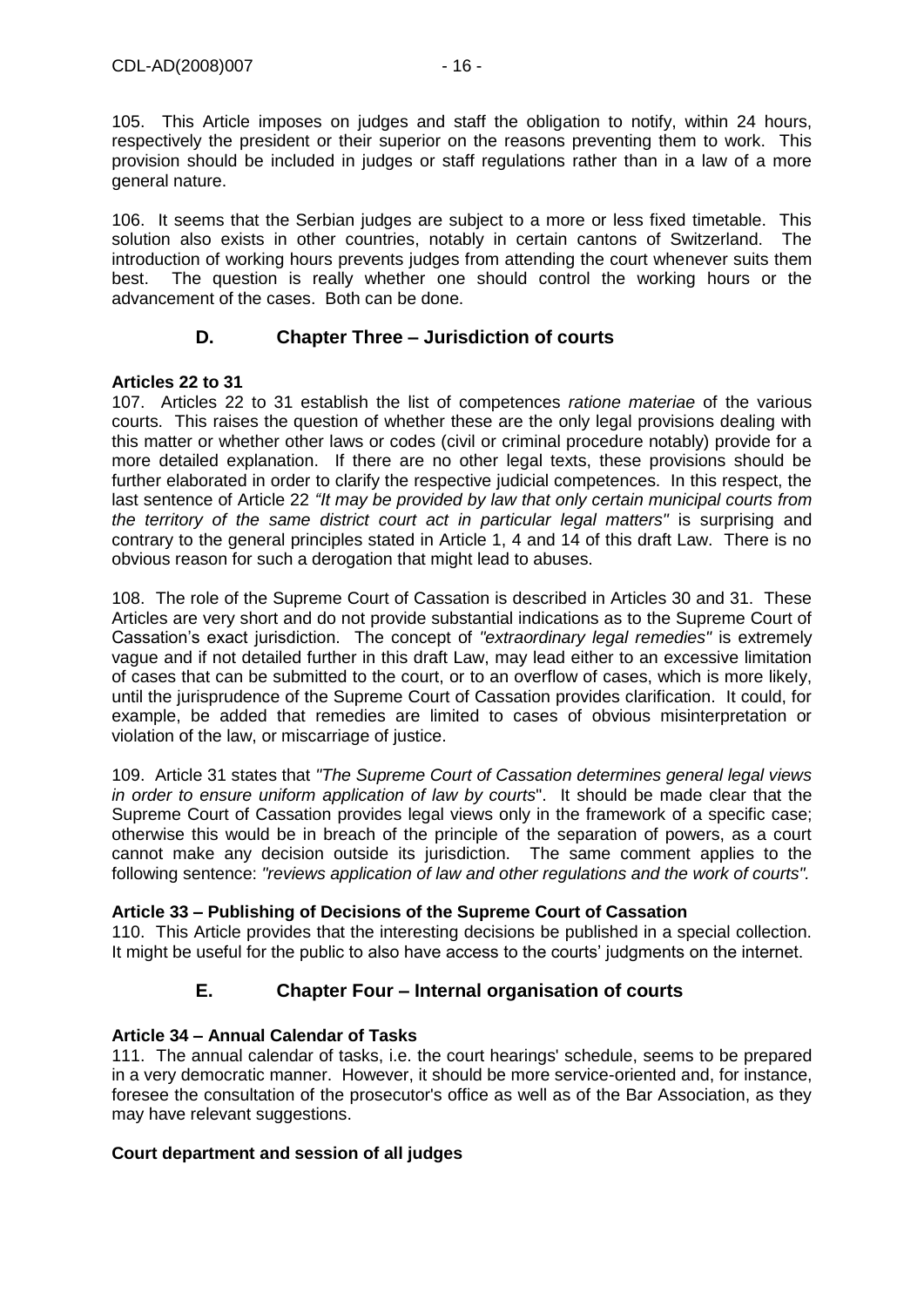105. This Article imposes on judges and staff the obligation to notify, within 24 hours, respectively the president or their superior on the reasons preventing them to work. This provision should be included in judges or staff regulations rather than in a law of a more general nature.

106. It seems that the Serbian judges are subject to a more or less fixed timetable. This solution also exists in other countries, notably in certain cantons of Switzerland. The introduction of working hours prevents judges from attending the court whenever suits them best. The question is really whether one should control the working hours or the advancement of the cases. Both can be done.

## D. Chapter Three – Jurisdiction of courts

**Articles 22 to 31**

107. Articles 22 to 31 establish the list of competences *ratione materiae* of the various courts. This raises the question of whether these are the only legal provisions dealing with this matter or whether other laws or codes (civil or criminal procedure notably) provide for a more detailed explanation. If there are no other legal texts, these provisions should be further elaborated in order to clarify the respective judicial competences. In this respect, the last sentence of Article 22 *"It may be provided by law that only certain municipal courts from the territory of the same district court act in particular legal matters"* is surprising and contrary to the general principles stated in Article 1, 4 and 14 of this draft Law. There is no obvious reason for such a derogation that might lead to abuses.

108. The role of the Supreme Court of Cassation is described in Articles 30 and 31. These Articles are very short and do not provide substantial indications as to the Supreme Court of Cassation's exact jurisdiction. The concept of *"extraordinary legal remedies"* is extremely vague and if not detailed further in this draft Law, may lead either to an excessive limitation of cases that can be submitted to the court, or to an overflow of cases, which is more likely, until the jurisprudence of the Supreme Court of Cassation provides clarification. It could, for example, be added that remedies are limited to cases of obvious misinterpretation or violation of the law, or miscarriage of justice.

109. Article 31 states that *"The Supreme Court of Cassation determines general legal views in order to ensure uniform application of law by courts*". It should be made clear that the Supreme Court of Cassation provides legal views only in the framework of a specific case; otherwise this would be in breach of the principle of the separation of powers, as a court cannot make any decision outside its jurisdiction. The same comment applies to the following sentence: *"reviews application of law and other regulations and the work of courts".*

**Article 33 – Publishing of Decisions of the Supreme Court of Cassation**

110. This Article provides that the interesting decisions be published in a special collection. It might be useful for the public to also have access to the courts' judgments on the internet.

## E. Chapter Four – Internal organisation of courts

**Article 34 – Annual Calendar of Tasks**

111. The annual calendar of tasks, i.e. the court hearings' schedule, seems to be prepared in a very democratic manner. However, it should be more service-oriented and, for instance, foresee the consultation of the prosecutor's office as well as of the Bar Association, as they may have relevant suggestions.

**Court department and session of all judges**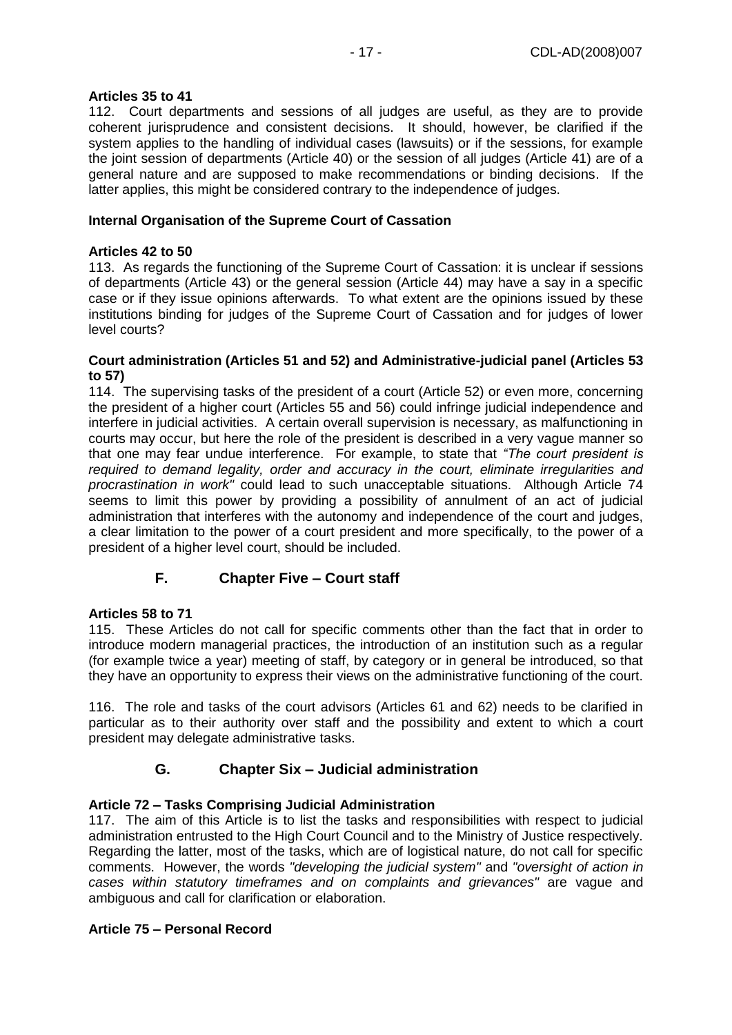**Articles 35 to 41**

112. Court departments and sessions of all judges are useful, as they are to provide coherent jurisprudence and consistent decisions. It should, however, be clarified if the system applies to the handling of individual cases (lawsuits) or if the sessions, for example the joint session of departments (Article 40) or the session of all judges (Article 41) are of a general nature and are supposed to make recommendations or binding decisions. If the latter applies, this might be considered contrary to the independence of judges.

**Internal Organisation of the Supreme Court of Cassation**

**Articles 42 to 50**

113. As regards the functioning of the Supreme Court of Cassation: it is unclear if sessions of departments (Article 43) or the general session (Article 44) may have a say in a specific case or if they issue opinions afterwards. To what extent are the opinions issued by these institutions binding for judges of the Supreme Court of Cassation and for judges of lower level courts?

**Court administration (Articles 51 and 52) and Administrative-judicial panel (Articles 53 to 57)**

114. The supervising tasks of the president of a court (Article 52) or even more, concerning the president of a higher court (Articles 55 and 56) could infringe judicial independence and interfere in judicial activities. A certain overall supervision is necessary, as malfunctioning in courts may occur, but here the role of the president is described in a very vague manner so that one may fear undue interference. For example, to state that *"The court president is required to demand legality, order and accuracy in the court, eliminate irregularities and procrastination in work"* could lead to such unacceptable situations. Although Article 74 seems to limit this power by providing a possibility of annulment of an act of judicial administration that interferes with the autonomy and independence of the court and judges, a clear limitation to the power of a court president and more specifically, to the power of a president of a higher level court, should be included.

## F. Chapter Five – Court staff

**Articles 58 to 71**

115. These Articles do not call for specific comments other than the fact that in order to introduce modern managerial practices, the introduction of an institution such as a regular (for example twice a year) meeting of staff, by category or in general be introduced, so that they have an opportunity to express their views on the administrative functioning of the court.

116. The role and tasks of the court advisors (Articles 61 and 62) needs to be clarified in particular as to their authority over staff and the possibility and extent to which a court president may delegate administrative tasks.

## G. Chapter Six – Judicial administration

**Article 72 – Tasks Comprising Judicial Administration**

117. The aim of this Article is to list the tasks and responsibilities with respect to judicial administration entrusted to the High Court Council and to the Ministry of Justice respectively. Regarding the latter, most of the tasks, which are of logistical nature, do not call for specific comments. However, the words *"developing the judicial system"* and *"oversight of action in cases within statutory timeframes and on complaints and grievances"* are vague and ambiguous and call for clarification or elaboration.

**Article 75 – Personal Record**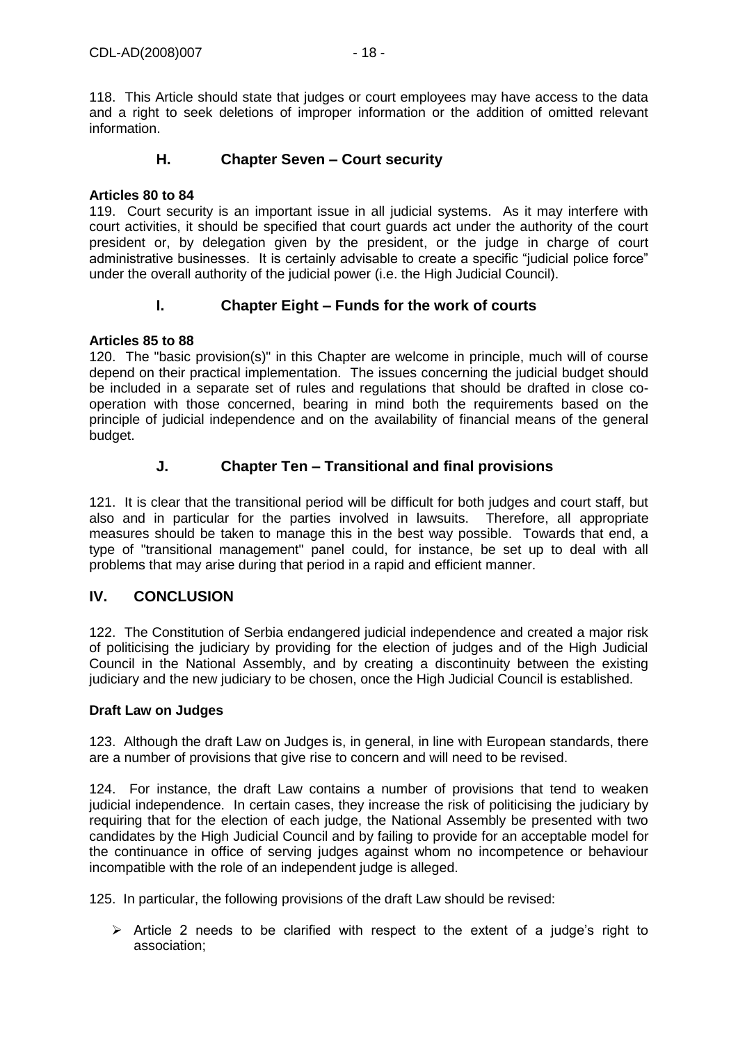118. This Article should state that judges or court employees may have access to the data and a right to seek deletions of improper information or the addition of omitted relevant information.

## H. Chapter Seven – Court security

**Articles 80 to 84**

119. Court security is an important issue in all judicial systems. As it may interfere with court activities, it should be specified that court guards act under the authority of the court president or, by delegation given by the president, or the judge in charge of court administrative businesses. It is certainly advisable to create a specific "judicial police force" under the overall authority of the judicial power (i.e. the High Judicial Council).

## I. Chapter Eight – Funds for the work of courts

**Articles 85 to 88**

120. The "basic provision(s)" in this Chapter are welcome in principle, much will of course depend on their practical implementation. The issues concerning the judicial budget should be included in a separate set of rules and regulations that should be drafted in close co-operation with those concerned, bearing in mind both the requirements based on the principle of judicial independence and on the availability of financial means of the general budget.

## J. Chapter Ten – Transitional and final provisions

121. It is clear that the transitional period will be difficult for both judges and court staff, but also and in particular for the parties involved in lawsuits. Therefore, all appropriate measures should be taken to manage this in the best way possible. Towards that end, a type of "transitional management" panel could, for instance, be set up to deal with all problems that may arise during that period in a rapid and efficient manner.

# IV. CONCLUSION

122. The Constitution of Serbia endangered judicial independence and created a major risk of politicising the judiciary by providing for the election of judges and of the High Judicial Council in the National Assembly, and by creating a discontinuity between the existing judiciary and the new judiciary to be chosen, once the High Judicial Council is established.

**Draft Law on Judges**

123. Although the draft Law on Judges is, in general, in line with European standards, there are a number of provisions that give rise to concern and will need to be revised.

124. For instance, the draft Law contains a number of provisions that tend to weaken judicial independence. In certain cases, they increase the risk of politicising the judiciary by requiring that for the election of each judge, the National Assembly be presented with two candidates by the High Judicial Council and by failing to provide for an acceptable model for the continuance in office of serving judges against whom no incompetence or behaviour incompatible with the role of an independent judge is alleged.

125. In particular, the following provisions of the draft Law should be revised:

- Article 2 needs to be clarified with respect to the extent of a judge's right to association;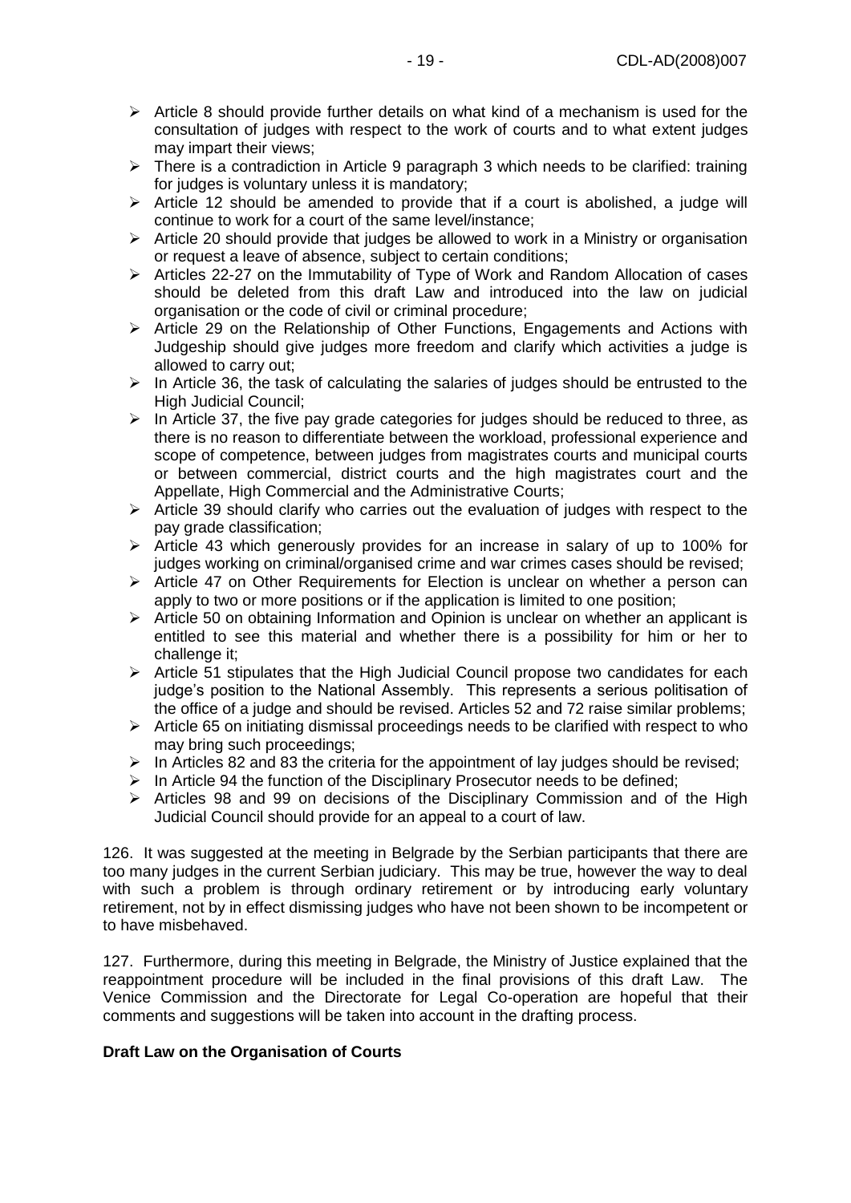- Article 8 should provide further details on what kind of a mechanism is used for the consultation of judges with respect to the work of courts and to what extent judges may impart their views;
- There is a contradiction in Article 9 paragraph 3 which needs to be clarified: training for judges is voluntary unless it is mandatory;
- Article 12 should be amended to provide that if a court is abolished, a judge will continue to work for a court of the same level/instance;
- Article 20 should provide that judges be allowed to work in a Ministry or organisation or request a leave of absence, subject to certain conditions;
- Articles 22-27 on the Immutability of Type of Work and Random Allocation of cases should be deleted from this draft Law and introduced into the law on judicial organisation or the code of civil or criminal procedure;
- Article 29 on the Relationship of Other Functions, Engagements and Actions with Judgeship should give judges more freedom and clarify which activities a judge is allowed to carry out;
- In Article 36, the task of calculating the salaries of judges should be entrusted to the High Judicial Council;
- In Article 37, the five pay grade categories for judges should be reduced to three, as there is no reason to differentiate between the workload, professional experience and scope of competence, between judges from magistrates courts and municipal courts or between commercial, district courts and the high magistrates court and the Appellate, High Commercial and the Administrative Courts;
- Article 39 should clarify who carries out the evaluation of judges with respect to the pay grade classification;
- Article 43 which generously provides for an increase in salary of up to 100% for judges working on criminal/organised crime and war crimes cases should be revised;
- Article 47 on Other Requirements for Election is unclear on whether a person can apply to two or more positions or if the application is limited to one position;
- Article 50 on obtaining Information and Opinion is unclear on whether an applicant is entitled to see this material and whether there is a possibility for him or her to challenge it;
- Article 51 stipulates that the High Judicial Council propose two candidates for each judge's position to the National Assembly. This represents a serious politisation of the office of a judge and should be revised. Articles 52 and 72 raise similar problems;
- Article 65 on initiating dismissal proceedings needs to be clarified with respect to who may bring such proceedings;
- In Articles 82 and 83 the criteria for the appointment of lay judges should be revised;
- In Article 94 the function of the Disciplinary Prosecutor needs to be defined;
- Articles 98 and 99 on decisions of the Disciplinary Commission and of the High Judicial Council should provide for an appeal to a court of law.

126. It was suggested at the meeting in Belgrade by the Serbian participants that there are too many judges in the current Serbian judiciary. This may be true, however the way to deal with such a problem is through ordinary retirement or by introducing early voluntary retirement, not by in effect dismissing judges who have not been shown to be incompetent or to have misbehaved.

127. Furthermore, during this meeting in Belgrade, the Ministry of Justice explained that the reappointment procedure will be included in the final provisions of this draft Law. The Venice Commission and the Directorate for Legal Co-operation are hopeful that their comments and suggestions will be taken into account in the drafting process.

**Draft Law on the Organisation of Courts**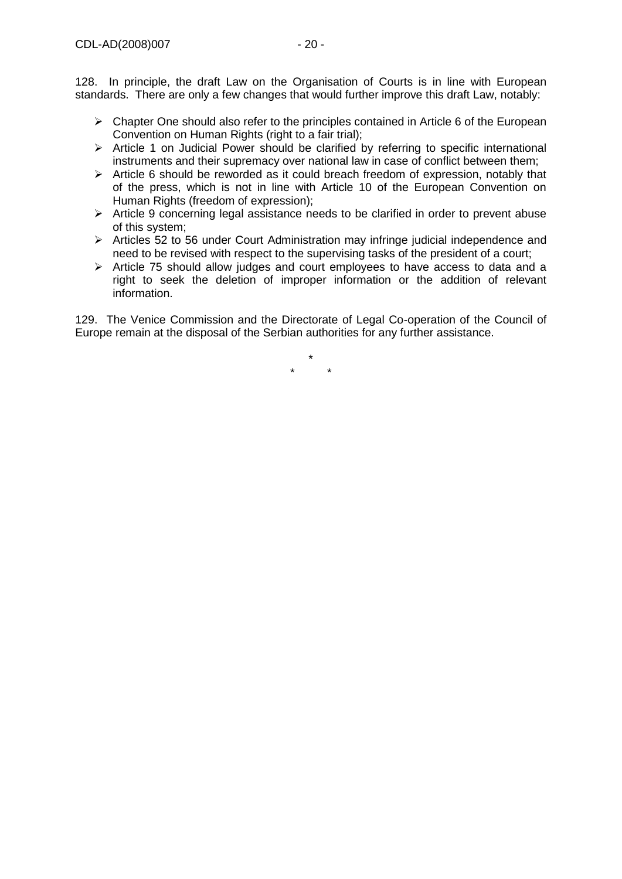128. In principle, the draft Law on the Organisation of Courts is in line with European standards. There are only a few changes that would further improve this draft Law, notably:

- Chapter One should also refer to the principles contained in Article 6 of the European Convention on Human Rights (right to a fair trial);
- Article 1 on Judicial Power should be clarified by referring to specific international instruments and their supremacy over national law in case of conflict between them;
- Article 6 should be reworded as it could breach freedom of expression, notably that of the press, which is not in line with Article 10 of the European Convention on Human Rights (freedom of expression);
- Article 9 concerning legal assistance needs to be clarified in order to prevent abuse of this system;
- Articles 52 to 56 under Court Administration may infringe judicial independence and need to be revised with respect to the supervising tasks of the president of a court;
- Article 75 should allow judges and court employees to have access to data and a right to seek the deletion of improper information or the addition of relevant information.

129. The Venice Commission and the Directorate of Legal Co-operation of the Council of Europe remain at the disposal of the Serbian authorities for any further assistance.

\*
\* \*